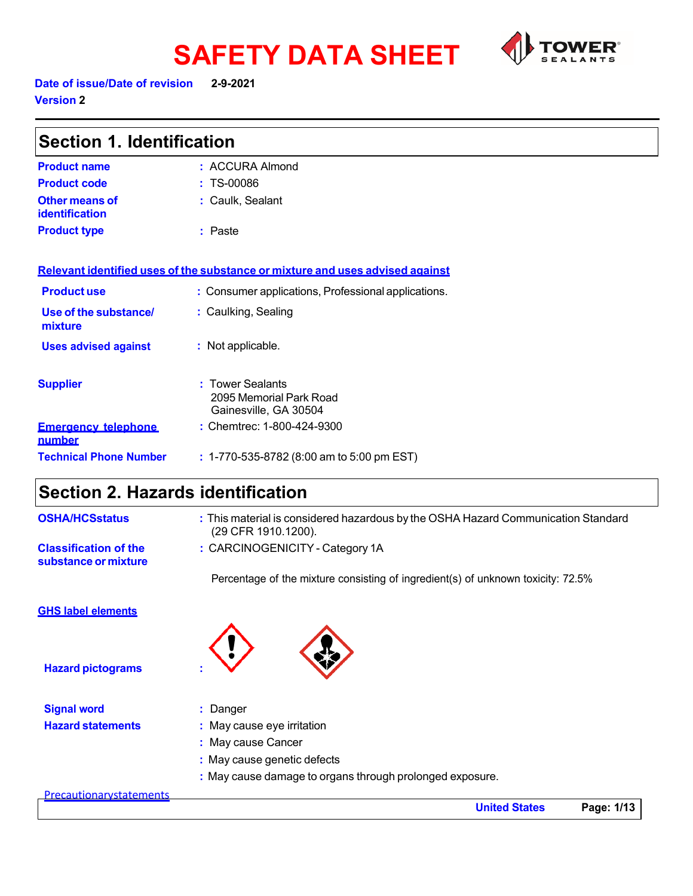# SAFETY DATA SHEET

**Date of issue/Date of revision** 2-9-2021

**Version** 2

## Section 1. Identification

**Product name** : ACCURA Almond

**Product code** : TS-00086

**Other means of identification** : Caulk, Sealant

**Product type** : Paste

**Relevant identified uses of the substance or mixture and uses advised against**

**Product use** : Consumer applications, Professional applications.

**Use of the substance/ mixture** : Caulking, Sealing

**Uses advised against** : Not applicable.

**Supplier** : Tower Sealants
2095 Memorial Park Road
Gainesville, GA 30504

**Emergency telephone number** : Chemtrec: 1-800-424-9300

**Technical Phone Number** : 1-770-535-8782 (8:00 am to 5:00 pm EST)

## Section 2. Hazards identification

**OSHA/HCSstatus** : This material is considered hazardous by the OSHA Hazard Communication Standard (29 CFR 1910.1200).

**Classification of the substance or mixture** : CARCINOGENICITY - Category 1A

Percentage of the mixture consisting of ingredient(s) of unknown toxicity: 72.5%

**GHS label elements**

**Hazard pictograms** :

**Signal word** : Danger

**Hazard statements** : May cause eye irritation

: May cause Cancer

: May cause genetic defects

: May cause damage to organs through prolonged exposure.

**Precautionarystatements**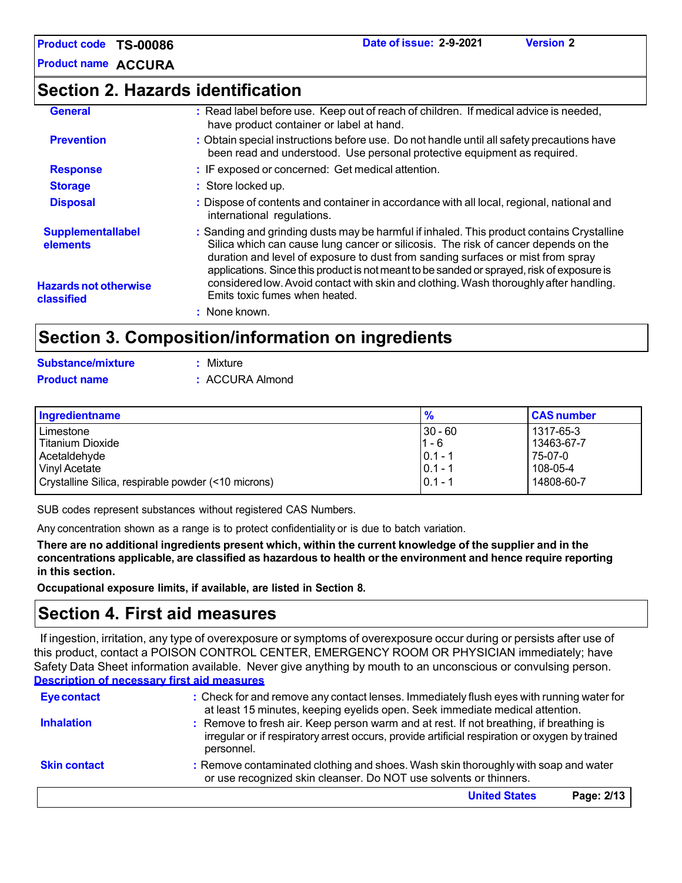## Section 2. Hazards identification

**General** : Read label before use. Keep out of reach of children. If medical advice is needed, have product container or label at hand.

**Prevention** : Obtain special instructions before use. Do not handle until all safety precautions have been read and understood. Use personal protective equipment as required.

**Response** : IF exposed or concerned: Get medical attention.

**Storage** : Store locked up.

**Disposal** : Dispose of contents and container in accordance with all local, regional, national and international regulations.

**Supplementallabel elements** : Sanding and grinding dusts may be harmful if inhaled. This product contains Crystalline Silica which can cause lung cancer or silicosis. The risk of cancer depends on the duration and level of exposure to dust from sanding surfaces or mist from spray applications. Since this product is not meant to be sanded or sprayed, risk of exposure is considered low. Avoid contact with skin and clothing. Wash thoroughly after handling. Emits toxic fumes when heated.

**Hazards not otherwise classified** : None known.

## Section 3. Composition/information on ingredients

**Substance/mixture** : Mixture

**Product name** : ACCURA Almond

| Ingredientname | % | CAS number |
|---|---|---|
| Limestone | 30 - 60 | 1317-65-3 |
| Titanium Dioxide | 1 - 6 | 13463-67-7 |
| Acetaldehyde | 0.1 - 1 | 75-07-0 |
| Vinyl Acetate | 0.1 - 1 | 108-05-4 |
| Crystalline Silica, respirable powder (<10 microns) | 0.1 - 1 | 14808-60-7 |

SUB codes represent substances without registered CAS Numbers.

Any concentration shown as a range is to protect confidentiality or is due to batch variation.

**There are no additional ingredients present which, within the current knowledge of the supplier and in the concentrations applicable, are classified as hazardous to health or the environment and hence require reporting in this section.**

**Occupational exposure limits, if available, are listed in Section 8.**

## Section 4. First aid measures

If ingestion, irritation, any type of overexposure or symptoms of overexposure occur during or persists after use of this product, contact a POISON CONTROL CENTER, EMERGENCY ROOM OR PHYSICIAN immediately; have Safety Data Sheet information available. Never give anything by mouth to an unconscious or convulsing person.

**Description of necessary first aid measures**

**Eye contact** : Check for and remove any contact lenses. Immediately flush eyes with running water for at least 15 minutes, keeping eyelids open. Seek immediate medical attention.

**Inhalation** : Remove to fresh air. Keep person warm and at rest. If not breathing, if breathing is irregular or if respiratory arrest occurs, provide artificial respiration or oxygen by trained personnel.

**Skin contact** : Remove contaminated clothing and shoes. Wash skin thoroughly with soap and water or use recognized skin cleanser. Do NOT use solvents or thinners.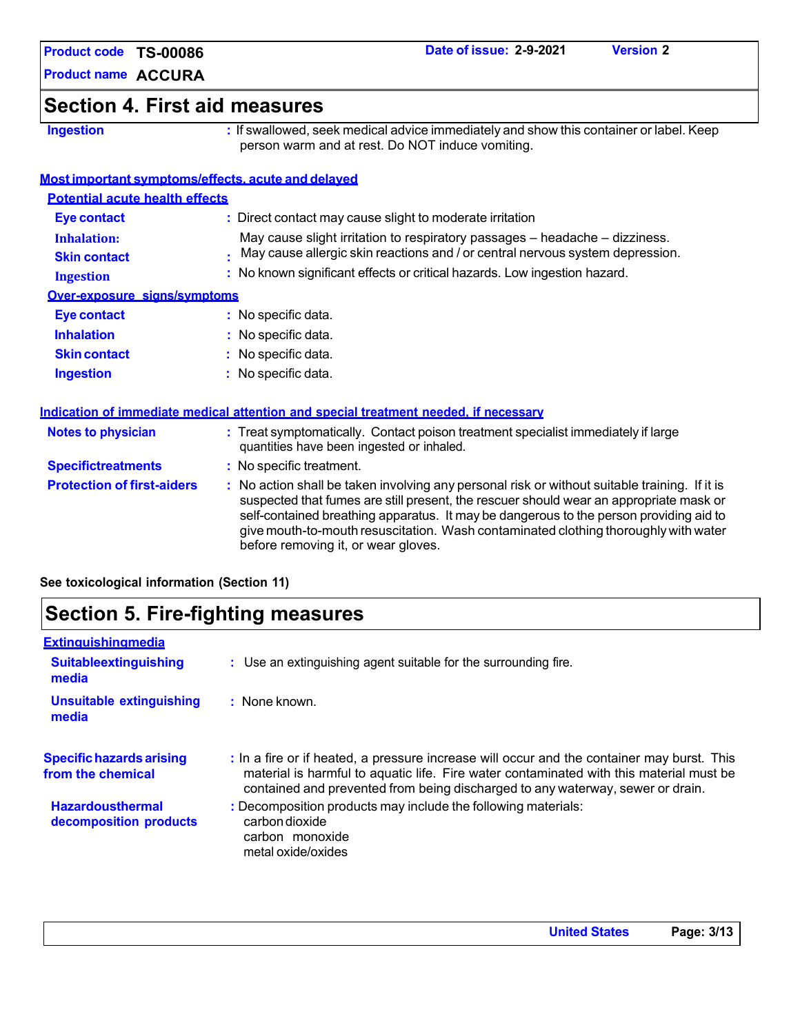## Section 4. First aid measures

**Ingestion** : If swallowed, seek medical advice immediately and show this container or label. Keep person warm and at rest. Do NOT induce vomiting.

### Most important symptoms/effects, acute and delayed

#### Potential acute health effects

**Eye contact** : Direct contact may cause slight to moderate irritation

**Inhalation:** May cause slight irritation to respiratory passages – headache – dizziness.

**Skin contact** : May cause allergic skin reactions and / or central nervous system depression.

**Ingestion** : No known significant effects or critical hazards. Low ingestion hazard.

#### Over-exposure signs/symptoms

**Eye contact** : No specific data.

**Inhalation** : No specific data.

**Skin contact** : No specific data.

**Ingestion** : No specific data.

### Indication of immediate medical attention and special treatment needed, if necessary

**Notes to physician** : Treat symptomatically. Contact poison treatment specialist immediately if large quantities have been ingested or inhaled.

**Specific treatments** : No specific treatment.

**Protection of first-aiders** : No action shall be taken involving any personal risk or without suitable training. If it is suspected that fumes are still present, the rescuer should wear an appropriate mask or self-contained breathing apparatus. It may be dangerous to the person providing aid to give mouth-to-mouth resuscitation. Wash contaminated clothing thoroughly with water before removing it, or wear gloves.

**See toxicological information (Section 11)**

## Section 5. Fire-fighting measures

### Extinguishing media

**Suitable extinguishing media** : Use an extinguishing agent suitable for the surrounding fire.

**Unsuitable extinguishing media** : None known.

**Specific hazards arising from the chemical** : In a fire or if heated, a pressure increase will occur and the container may burst. This material is harmful to aquatic life. Fire water contaminated with this material must be contained and prevented from being discharged to any waterway, sewer or drain.

**Hazardous thermal decomposition products** : Decomposition products may include the following materials:
carbon dioxide
carbon monoxide
metal oxide/oxides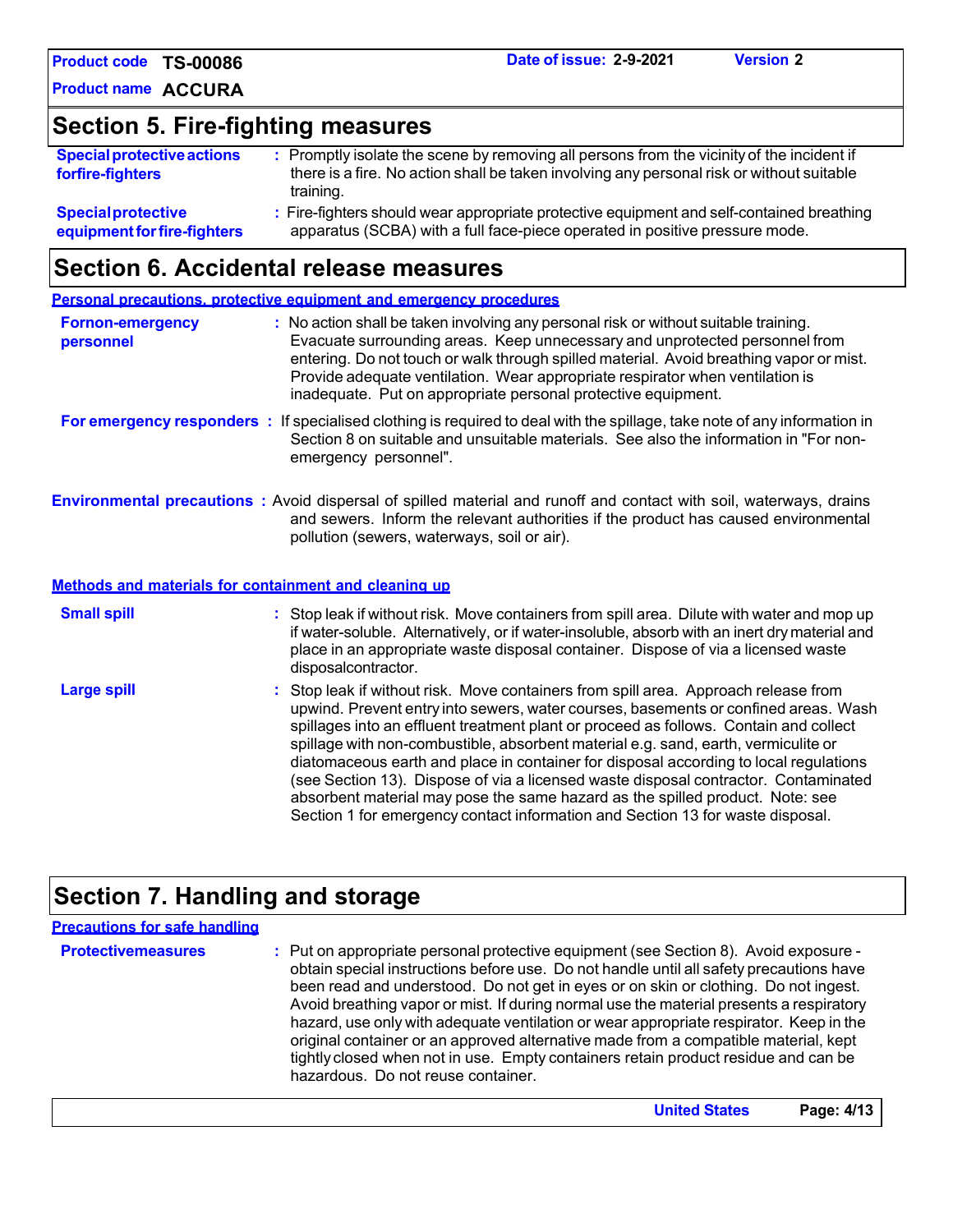## Section 5. Fire-fighting measures

**Special protective actions for fire-fighters** : Promptly isolate the scene by removing all persons from the vicinity of the incident if there is a fire. No action shall be taken involving any personal risk or without suitable training.

**Special protective equipment for fire-fighters** : Fire-fighters should wear appropriate protective equipment and self-contained breathing apparatus (SCBA) with a full face-piece operated in positive pressure mode.

## Section 6. Accidental release measures

### Personal precautions, protective equipment and emergency procedures

**For non-emergency personnel** : No action shall be taken involving any personal risk or without suitable training. Evacuate surrounding areas. Keep unnecessary and unprotected personnel from entering. Do not touch or walk through spilled material. Avoid breathing vapor or mist. Provide adequate ventilation. Wear appropriate respirator when ventilation is inadequate. Put on appropriate personal protective equipment.

**For emergency responders** : If specialised clothing is required to deal with the spillage, take note of any information in Section 8 on suitable and unsuitable materials. See also the information in "For non-emergency personnel".

**Environmental precautions** : Avoid dispersal of spilled material and runoff and contact with soil, waterways, drains and sewers. Inform the relevant authorities if the product has caused environmental pollution (sewers, waterways, soil or air).

### Methods and materials for containment and cleaning up

**Small spill** : Stop leak if without risk. Move containers from spill area. Dilute with water and mop up if water-soluble. Alternatively, or if water-insoluble, absorb with an inert dry material and place in an appropriate waste disposal container. Dispose of via a licensed waste disposal contractor.

**Large spill** : Stop leak if without risk. Move containers from spill area. Approach release from upwind. Prevent entry into sewers, water courses, basements or confined areas. Wash spillages into an effluent treatment plant or proceed as follows. Contain and collect spillage with non-combustible, absorbent material e.g. sand, earth, vermiculite or diatomaceous earth and place in container for disposal according to local regulations (see Section 13). Dispose of via a licensed waste disposal contractor. Contaminated absorbent material may pose the same hazard as the spilled product. Note: see Section 1 for emergency contact information and Section 13 for waste disposal.

## Section 7. Handling and storage

### Precautions for safe handling

**Protective measures** : Put on appropriate personal protective equipment (see Section 8). Avoid exposure - obtain special instructions before use. Do not handle until all safety precautions have been read and understood. Do not get in eyes or on skin or clothing. Do not ingest. Avoid breathing vapor or mist. If during normal use the material presents a respiratory hazard, use only with adequate ventilation or wear appropriate respirator. Keep in the original container or an approved alternative made from a compatible material, kept tightly closed when not in use. Empty containers retain product residue and can be hazardous. Do not reuse container.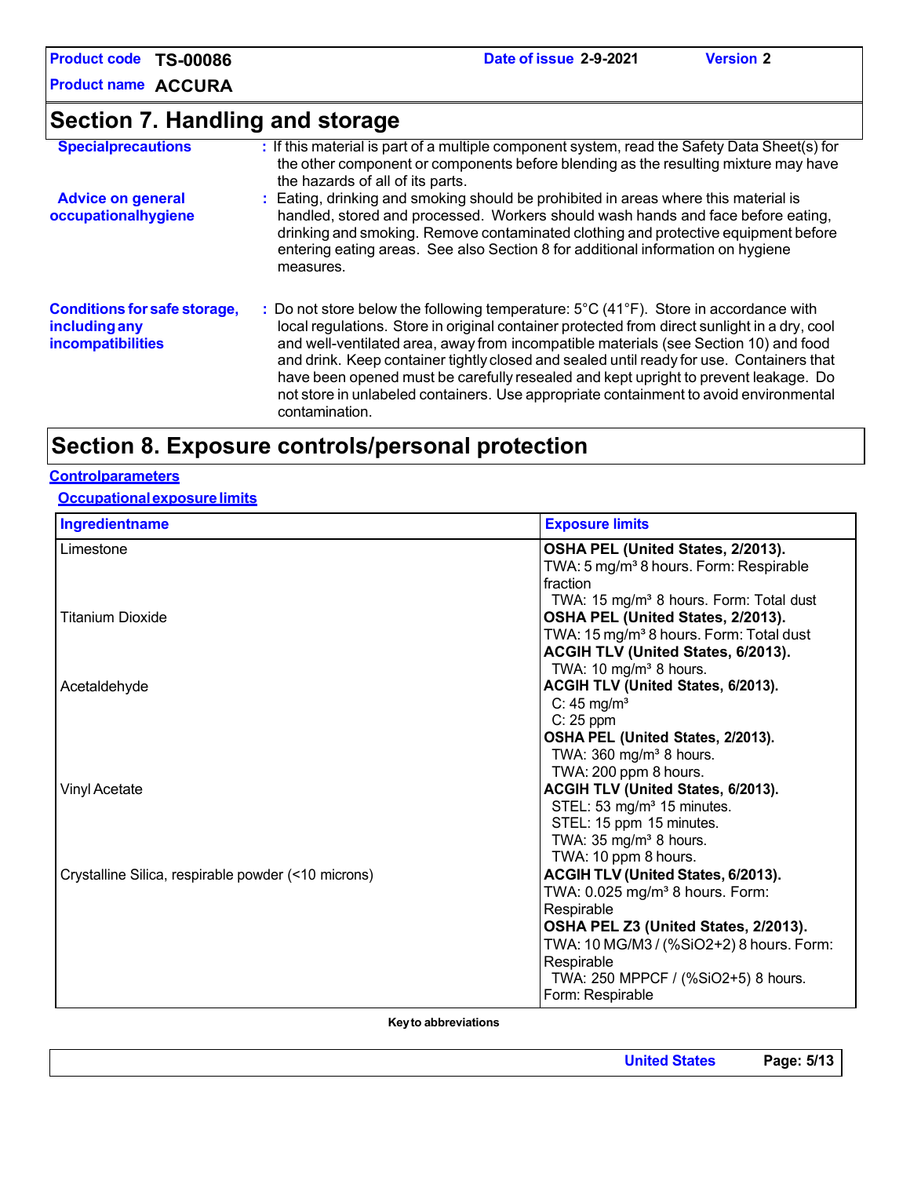# Section 7. Handling and storage

**Specialprecautions** : If this material is part of a multiple component system, read the Safety Data Sheet(s) for the other component or components before blending as the resulting mixture may have the hazards of all of its parts.

**Advice on general occupationalhygiene** : Eating, drinking and smoking should be prohibited in areas where this material is handled, stored and processed. Workers should wash hands and face before eating, drinking and smoking. Remove contaminated clothing and protective equipment before entering eating areas. See also Section 8 for additional information on hygiene measures.

**Conditions for safe storage, including any incompatibilities** : Do not store below the following temperature: 5°C (41°F). Store in accordance with local regulations. Store in original container protected from direct sunlight in a dry, cool and well-ventilated area, away from incompatible materials (see Section 10) and food and drink. Keep container tightly closed and sealed until ready for use. Containers that have been opened must be carefully resealed and kept upright to prevent leakage. Do not store in unlabeled containers. Use appropriate containment to avoid environmental contamination.

# Section 8. Exposure controls/personal protection

## Controlparameters

### Occupationalexposurelimits

| Ingredientname | Exposure limits |
|---|---|
| Limestone | **OSHA PEL (United States, 2/2013).**<br>TWA: 5 mg/m³ 8 hours. Form: Respirable fraction<br>TWA: 15 mg/m³ 8 hours. Form: Total dust |
| Titanium Dioxide | **OSHA PEL (United States, 2/2013).**<br>TWA: 15 mg/m³ 8 hours. Form: Total dust<br>**ACGIH TLV (United States, 6/2013).**<br>TWA: 10 mg/m³ 8 hours. |
| Acetaldehyde | **ACGIH TLV (United States, 6/2013).**<br>C: 45 mg/m³<br>C: 25 ppm<br>**OSHA PEL (United States, 2/2013).**<br>TWA: 360 mg/m³ 8 hours.<br>TWA: 200 ppm 8 hours. |
| Vinyl Acetate | **ACGIH TLV (United States, 6/2013).**<br>STEL: 53 mg/m³ 15 minutes.<br>STEL: 15 ppm 15 minutes.<br>TWA: 35 mg/m³ 8 hours.<br>TWA: 10 ppm 8 hours. |
| Crystalline Silica, respirable powder (<10 microns) | **ACGIH TLV (United States, 6/2013).**<br>TWA: 0.025 mg/m³ 8 hours. Form: Respirable<br>**OSHA PEL Z3 (United States, 2/2013).**<br>TWA: 10 MG/M3 / (%SiO2+2) 8 hours. Form: Respirable<br>TWA: 250 MPPCF / (%SiO2+5) 8 hours. Form: Respirable |

**Keyto abbreviations**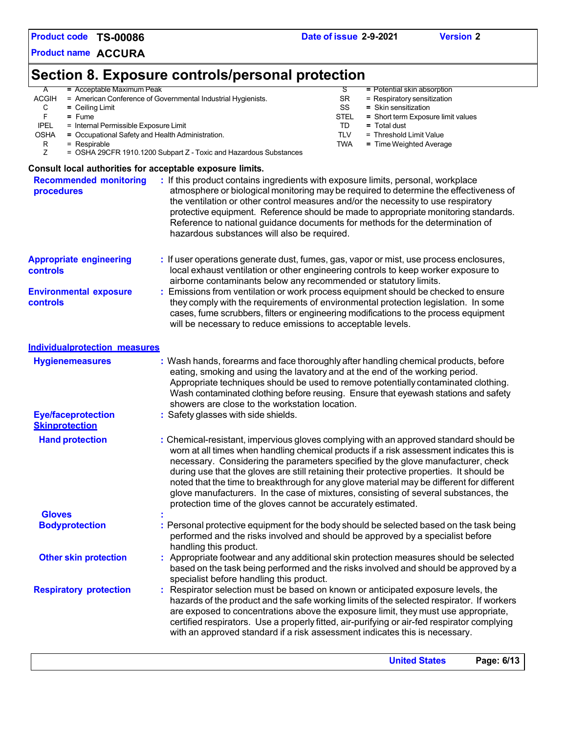# Section 8. Exposure controls/personal protection

| | | | | |
|---|---|---|---|---|
| A | = Acceptable Maximum Peak | | S | = Potential skin absorption |
| ACGIH | = American Conference of Governmental Industrial Hygienists. | | SR | = Respiratory sensitization |
| C | = Ceiling Limit | | SS | = Skin sensitization |
| F | = Fume | | STEL | = Short term Exposure limit values |
| IPEL | = Internal Permissible Exposure Limit | | TD | = Total dust |
| OSHA | = Occupational Safety and Health Administration. | | TLV | = Threshold Limit Value |
| R | = Respirable | | TWA | = Time Weighted Average |
| Z | = OSHA 29CFR 1910.1200 Subpart Z - Toxic and Hazardous Substances | | | |

**Consult local authorities for acceptable exposure limits.**

**Recommended monitoring procedures** : If this product contains ingredients with exposure limits, personal, workplace atmosphere or biological monitoring may be required to determine the effectiveness of the ventilation or other control measures and/or the necessity to use respiratory protective equipment. Reference should be made to appropriate monitoring standards. Reference to national guidance documents for methods for the determination of hazardous substances will also be required.

**Appropriate engineering controls** : If user operations generate dust, fumes, gas, vapor or mist, use process enclosures, local exhaust ventilation or other engineering controls to keep worker exposure to airborne contaminants below any recommended or statutory limits.

**Environmental exposure controls** : Emissions from ventilation or work process equipment should be checked to ensure they comply with the requirements of environmental protection legislation. In some cases, fume scrubbers, filters or engineering modifications to the process equipment will be necessary to reduce emissions to acceptable levels.

## Individualprotection measures

**Hygienemeasures** : Wash hands, forearms and face thoroughly after handling chemical products, before eating, smoking and using the lavatory and at the end of the working period. Appropriate techniques should be used to remove potentially contaminated clothing. Wash contaminated clothing before reusing. Ensure that eyewash stations and safety showers are close to the workstation location.

**Eye/faceprotection** : Safety glasses with side shields.

### Skinprotection

**Hand protection** : Chemical-resistant, impervious gloves complying with an approved standard should be worn at all times when handling chemical products if a risk assessment indicates this is necessary. Considering the parameters specified by the glove manufacturer, check during use that the gloves are still retaining their protective properties. It should be noted that the time to breakthrough for any glove material may be different for different glove manufacturers. In the case of mixtures, consisting of several substances, the protection time of the gloves cannot be accurately estimated.

**Gloves** :

**Bodyprotection** : Personal protective equipment for the body should be selected based on the task being performed and the risks involved and should be approved by a specialist before handling this product.

**Other skin protection** : Appropriate footwear and any additional skin protection measures should be selected based on the task being performed and the risks involved and should be approved by a specialist before handling this product.

**Respiratory protection** : Respirator selection must be based on known or anticipated exposure levels, the hazards of the product and the safe working limits of the selected respirator. If workers are exposed to concentrations above the exposure limit, they must use appropriate, certified respirators. Use a properly fitted, air-purifying or air-fed respirator complying with an approved standard if a risk assessment indicates this is necessary.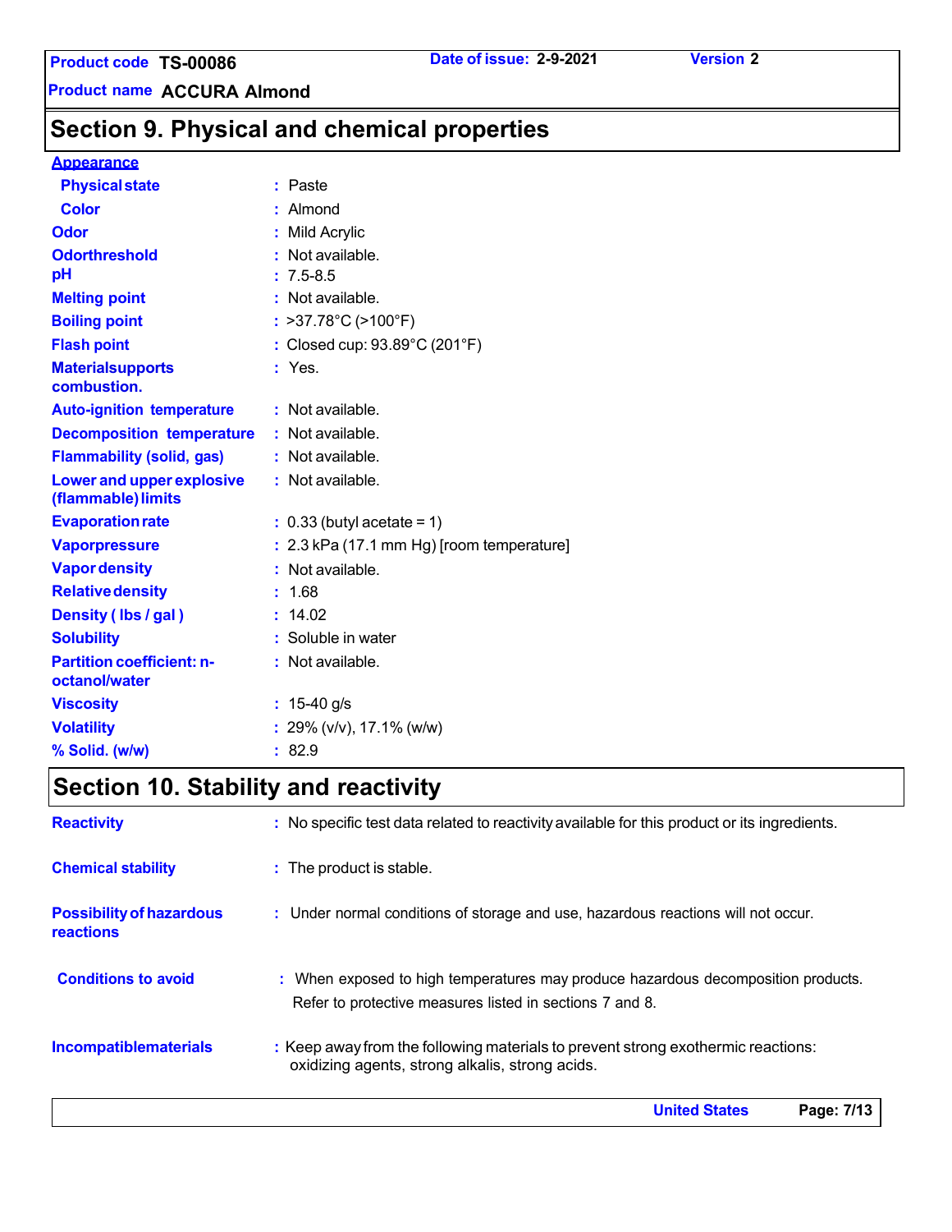## Section 9. Physical and chemical properties

**Appearance**

| | |
|---|---|
| **Physical state** | : Paste |
| **Color** | : Almond |
| **Odor** | : Mild Acrylic |
| **Odorthreshold** | : Not available. |
| **pH** | : 7.5-8.5 |
| **Melting point** | : Not available. |
| **Boiling point** | : >37.78°C (>100°F) |
| **Flash point** | : Closed cup: 93.89°C (201°F) |
| **Materialsupports combustion.** | : Yes. |
| **Auto-ignition temperature** | : Not available. |
| **Decomposition temperature** | : Not available. |
| **Flammability (solid, gas)** | : Not available. |
| **Lower and upper explosive (flammable) limits** | : Not available. |
| **Evaporation rate** | : 0.33 (butyl acetate = 1) |
| **Vaporpressure** | : 2.3 kPa (17.1 mm Hg) [room temperature] |
| **Vapor density** | : Not available. |
| **Relative density** | : 1.68 |
| **Density ( lbs / gal )** | : 14.02 |
| **Solubility** | : Soluble in water |
| **Partition coefficient: n-octanol/water** | : Not available. |
| **Viscosity** | : 15-40 g/s |
| **Volatility** | : 29% (v/v), 17.1% (w/w) |
| **% Solid. (w/w)** | : 82.9 |

## Section 10. Stability and reactivity

| | |
|---|---|
| **Reactivity** | : No specific test data related to reactivity available for this product or its ingredients. |
| **Chemical stability** | : The product is stable. |
| **Possibility of hazardous reactions** | : Under normal conditions of storage and use, hazardous reactions will not occur. |
| **Conditions to avoid** | : When exposed to high temperatures may produce hazardous decomposition products. Refer to protective measures listed in sections 7 and 8. |
| **Incompatiblematerials** | : Keep away from the following materials to prevent strong exothermic reactions: oxidizing agents, strong alkalis, strong acids. |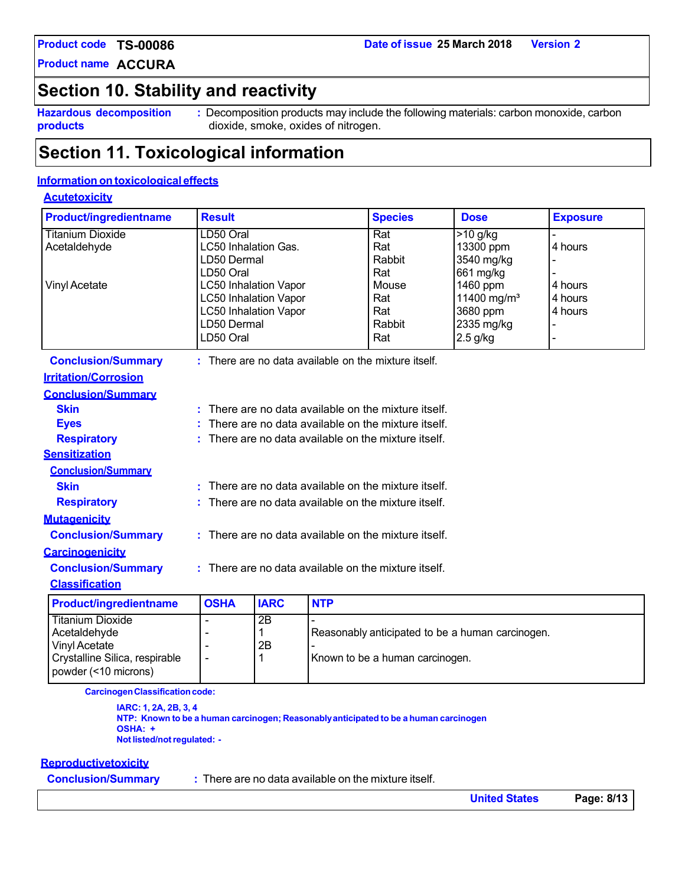## Section 10. Stability and reactivity

**Hazardous decomposition products** : Decomposition products may include the following materials: carbon monoxide, carbon dioxide, smoke, oxides of nitrogen.

## Section 11. Toxicological information

### Information on toxicological effects

#### Acute toxicity

| Product/ingredient name | Result | Species | Dose | Exposure |
|---|---|---|---|---|
| Titanium Dioxide | LD50 Oral | Rat | >10 g/kg | - |
| Acetaldehyde | LC50 Inhalation Gas. | Rat | 13300 ppm | 4 hours |
| | LD50 Dermal | Rabbit | 3540 mg/kg | - |
| | LD50 Oral | Rat | 661 mg/kg | - |
| Vinyl Acetate | LC50 Inhalation Vapor | Mouse | 1460 ppm | 4 hours |
| | LC50 Inhalation Vapor | Rat | 11400 mg/m³ | 4 hours |
| | LC50 Inhalation Vapor | Rat | 3680 ppm | 4 hours |
| | LD50 Dermal | Rabbit | 2335 mg/kg | - |
| | LD50 Oral | Rat | 2.5 g/kg | - |

**Conclusion/Summary** : There are no data available on the mixture itself.

#### Irritation/Corrosion

**Conclusion/Summary**

**Skin** : There are no data available on the mixture itself.
**Eyes** : There are no data available on the mixture itself.
**Respiratory** : There are no data available on the mixture itself.

#### Sensitization

**Conclusion/Summary**

**Skin** : There are no data available on the mixture itself.
**Respiratory** : There are no data available on the mixture itself.

#### Mutagenicity

**Conclusion/Summary** : There are no data available on the mixture itself.

#### Carcinogenicity

**Conclusion/Summary** : There are no data available on the mixture itself.

**Classification**

| Product/ingredient name | OSHA | IARC | NTP |
|---|---|---|---|
| Titanium Dioxide | - | 2B | - |
| Acetaldehyde | - | 1 | Reasonably anticipated to be a human carcinogen. |
| Vinyl Acetate | - | 2B | - |
| Crystalline Silica, respirable powder (<10 microns) | - | 1 | Known to be a human carcinogen. |

**Carcinogen Classification code:**

**IARC: 1, 2A, 2B, 3, 4**
**NTP: Known to be a human carcinogen; Reasonably anticipated to be a human carcinogen**
**OSHA: +**
**Not listed/not regulated: -**

#### Reproductive toxicity

**Conclusion/Summary** : There are no data available on the mixture itself.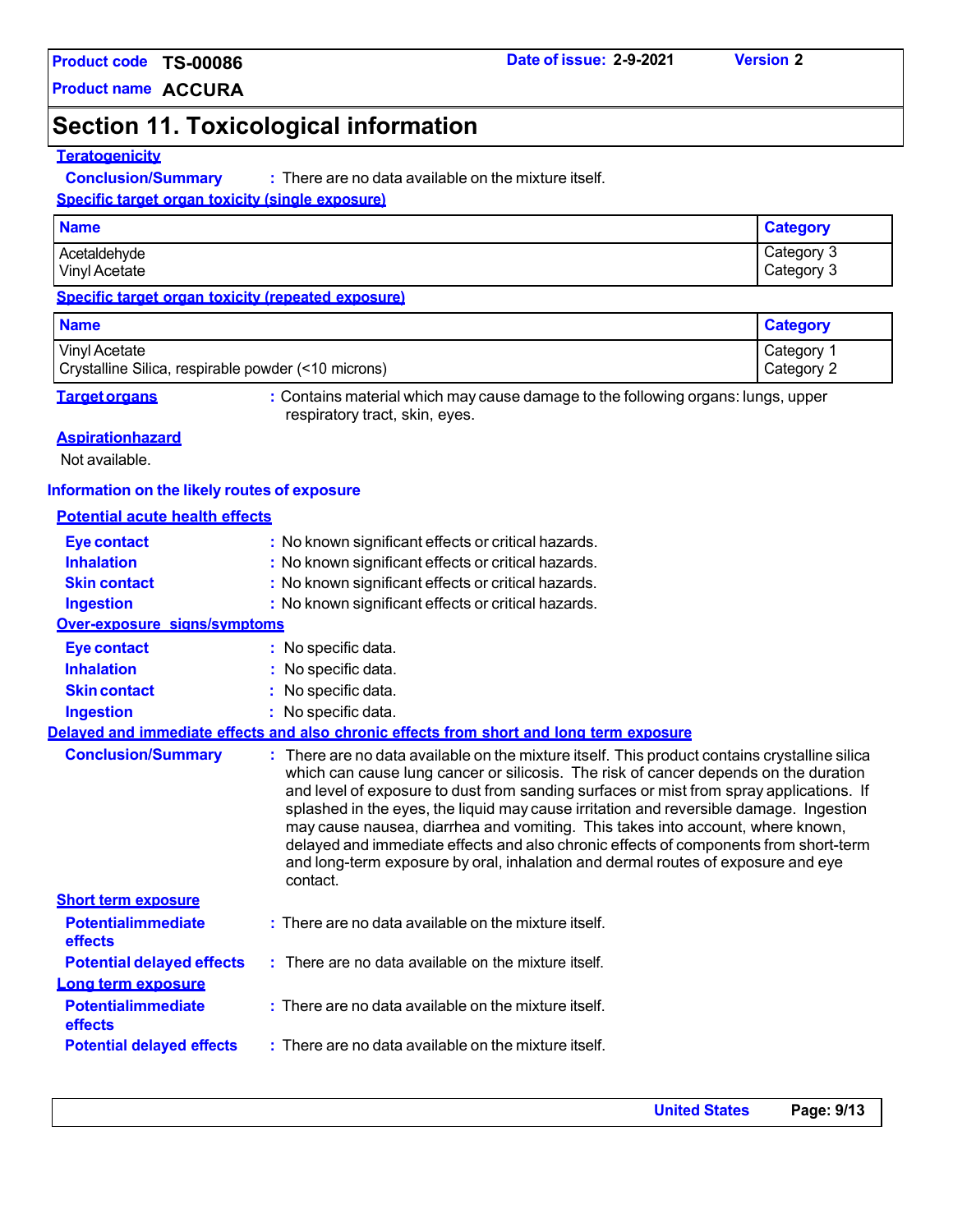## Section 11. Toxicological information

### Teratogenicity

**Conclusion/Summary** : There are no data available on the mixture itself.

### Specific target organ toxicity (single exposure)

| Name | Category |
| --- | --- |
| Acetaldehyde | Category 3 |
| Vinyl Acetate | Category 3 |

### Specific target organ toxicity (repeated exposure)

| Name | Category |
| --- | --- |
| Vinyl Acetate | Category 1 |
| Crystalline Silica, respirable powder (<10 microns) | Category 2 |

**Target organs** : Contains material which may cause damage to the following organs: lungs, upper respiratory tract, skin, eyes.

### Aspiration hazard

Not available.

### Information on the likely routes of exposure

#### Potential acute health effects

**Eye contact** : No known significant effects or critical hazards.
**Inhalation** : No known significant effects or critical hazards.
**Skin contact** : No known significant effects or critical hazards.
**Ingestion** : No known significant effects or critical hazards.

#### Over-exposure signs/symptoms

**Eye contact** : No specific data.
**Inhalation** : No specific data.
**Skin contact** : No specific data.
**Ingestion** : No specific data.

### Delayed and immediate effects and also chronic effects from short and long term exposure

**Conclusion/Summary** : There are no data available on the mixture itself. This product contains crystalline silica which can cause lung cancer or silicosis. The risk of cancer depends on the duration and level of exposure to dust from sanding surfaces or mist from spray applications. If splashed in the eyes, the liquid may cause irritation and reversible damage. Ingestion may cause nausea, diarrhea and vomiting. This takes into account, where known, delayed and immediate effects and also chronic effects of components from short-term and long-term exposure by oral, inhalation and dermal routes of exposure and eye contact.

#### Short term exposure

**Potential immediate effects** : There are no data available on the mixture itself.
**Potential delayed effects** : There are no data available on the mixture itself.

#### Long term exposure

**Potential immediate effects** : There are no data available on the mixture itself.
**Potential delayed effects** : There are no data available on the mixture itself.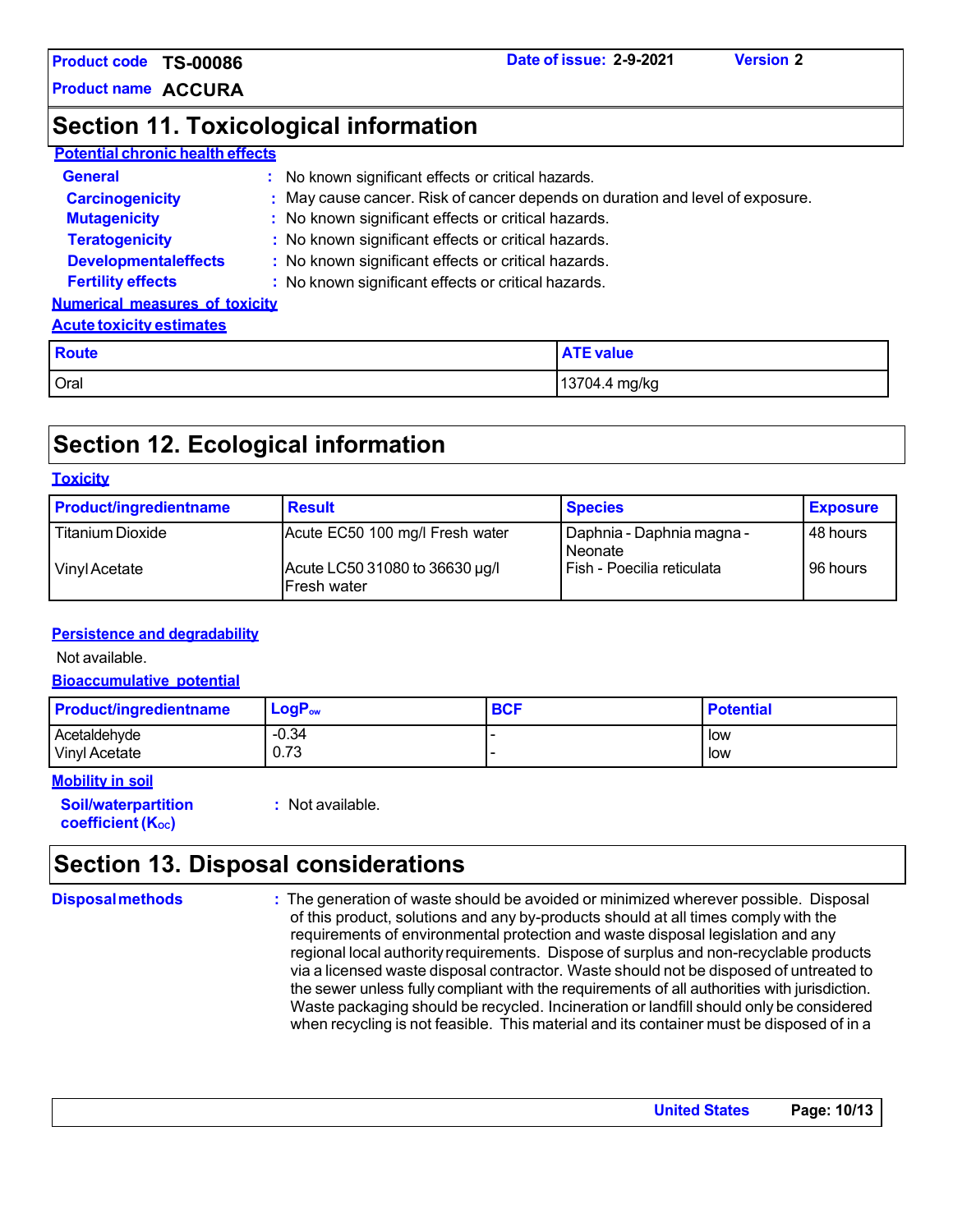## Section 11. Toxicological information

**Potential chronic health effects**

**General** : No known significant effects or critical hazards.

**Carcinogenicity** : May cause cancer. Risk of cancer depends on duration and level of exposure.

**Mutagenicity** : No known significant effects or critical hazards.

**Teratogenicity** : No known significant effects or critical hazards.

**Developmentaleffects** : No known significant effects or critical hazards.

**Fertility effects** : No known significant effects or critical hazards.

**Numerical measures of toxicity**

**Acute toxicity estimates**

| Route | ATE value |
| --- | --- |
| Oral | 13704.4 mg/kg |

## Section 12. Ecological information

**Toxicity**

| Product/ingredientname | Result | Species | Exposure |
| --- | --- | --- | --- |
| Titanium Dioxide | Acute EC50 100 mg/l Fresh water | Daphnia - Daphnia magna - Neonate | 48 hours |
| Vinyl Acetate | Acute LC50 31080 to 36630 µg/l Fresh water | Fish - Poecilia reticulata | 96 hours |

**Persistence and degradability**

Not available.

**Bioaccumulative potential**

| Product/ingredientname | $LogP_{ow}$ | BCF | Potential |
| --- | --- | --- | --- |
| Acetaldehyde | -0.34 | - | low |
| Vinyl Acetate | 0.73 | - | low |

**Mobility in soil**

**Soil/waterpartition coefficient ($K_{OC}$)** : Not available.

## Section 13. Disposal considerations

**Disposalmethods** : The generation of waste should be avoided or minimized wherever possible. Disposal of this product, solutions and any by-products should at all times comply with the requirements of environmental protection and waste disposal legislation and any regional local authority requirements. Dispose of surplus and non-recyclable products via a licensed waste disposal contractor. Waste should not be disposed of untreated to the sewer unless fully compliant with the requirements of all authorities with jurisdiction. Waste packaging should be recycled. Incineration or landfill should only be considered when recycling is not feasible. This material and its container must be disposed of in a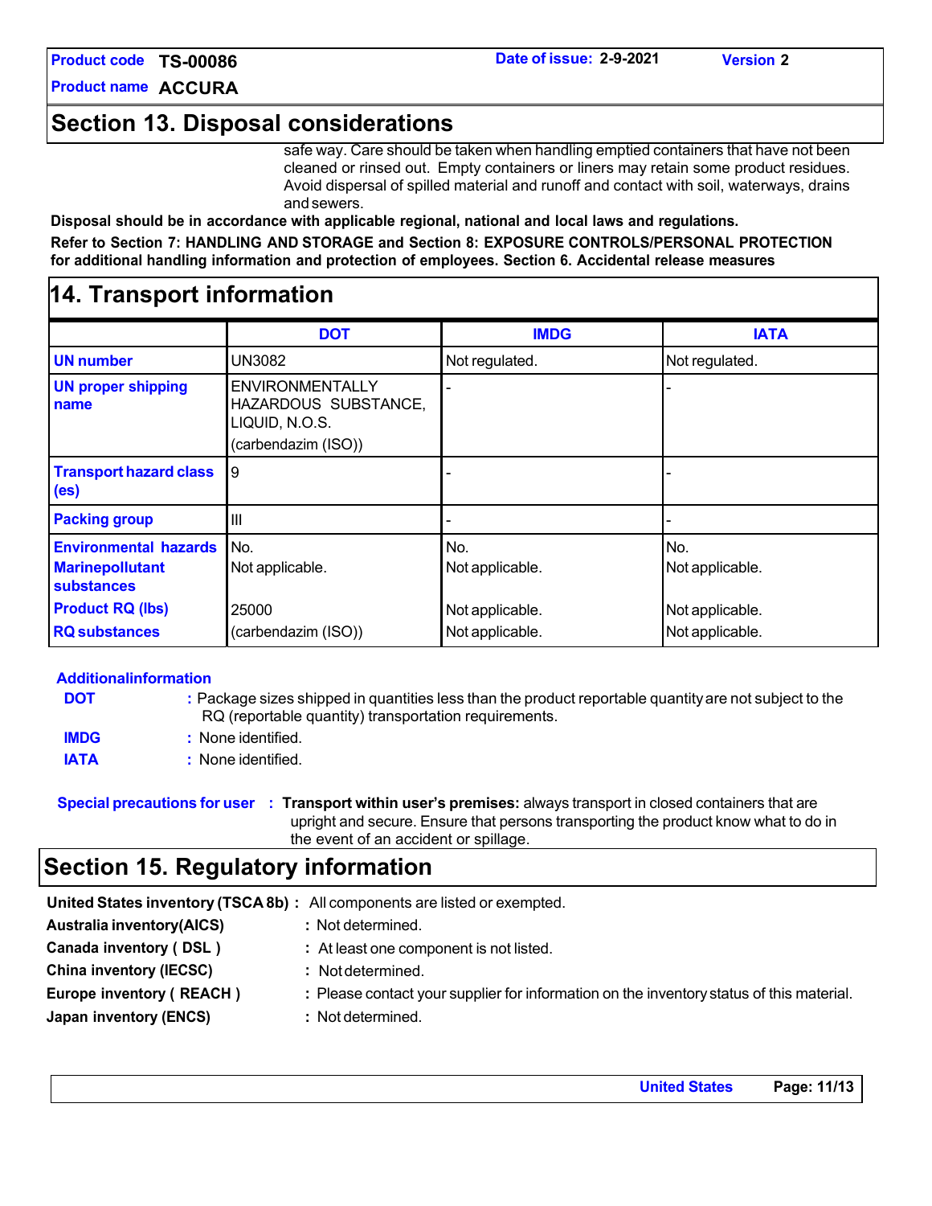## Section 13. Disposal considerations

safe way. Care should be taken when handling emptied containers that have not been cleaned or rinsed out. Empty containers or liners may retain some product residues. Avoid dispersal of spilled material and runoff and contact with soil, waterways, drains and sewers.

**Disposal should be in accordance with applicable regional, national and local laws and regulations.**

**Refer to Section 7: HANDLING AND STORAGE and Section 8: EXPOSURE CONTROLS/PERSONAL PROTECTION for additional handling information and protection of employees. Section 6. Accidental release measures**

## 14. Transport information

| | DOT | IMDG | IATA |
|---|---|---|---|
| **UN number** | UN3082 | Not regulated. | Not regulated. |
| **UN proper shipping name** | ENVIRONMENTALLY HAZARDOUS SUBSTANCE, LIQUID, N.O.S. (carbendazim (ISO)) | - | - |
| **Transport hazard class (es)** | 9 | - | - |
| **Packing group** | III | - | - |
| **Environmental hazards** | No. | No. | No. |
| **Marinepollutant substances** | Not applicable. | Not applicable. | Not applicable. |
| **Product RQ (lbs)** | 25000 | Not applicable. | Not applicable. |
| **RQ substances** | (carbendazim (ISO)) | Not applicable. | Not applicable. |

**Additionalinformation**

**DOT** : Package sizes shipped in quantities less than the product reportable quantity are not subject to the RQ (reportable quantity) transportation requirements.

**IMDG** : None identified.

**IATA** : None identified.

**Special precautions for user** : **Transport within user's premises:** always transport in closed containers that are upright and secure. Ensure that persons transporting the product know what to do in the event of an accident or spillage.

## Section 15. Regulatory information

**United States inventory (TSCA 8b)** : All components are listed or exempted.

**Australia inventory(AICS)** : Not determined.

**Canada inventory ( DSL )** : At least one component is not listed.

**China inventory (IECSC)** : Not determined.

**Europe inventory ( REACH )** : Please contact your supplier for information on the inventory status of this material.

**Japan inventory (ENCS)** : Not determined.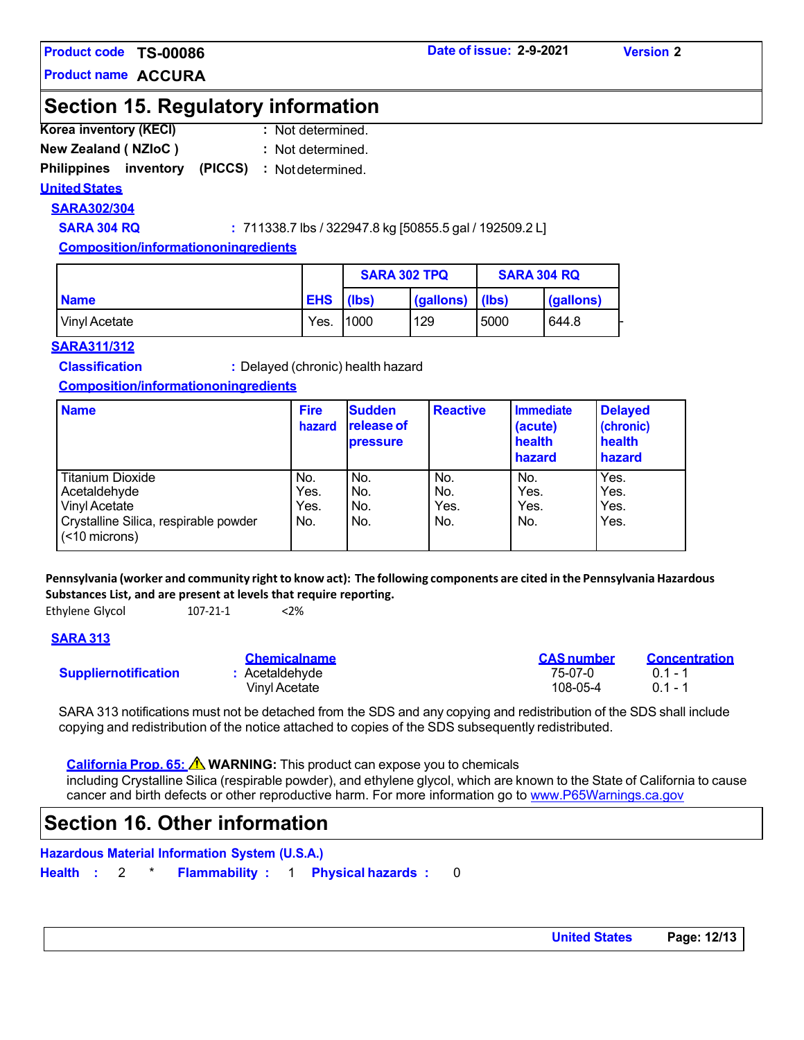**Product code** TS-00086 **Date of issue:** 2-9-2021 **Version** 2

**Product name** ACCURA

## Section 15. Regulatory information

**Korea inventory (KECI)** : Not determined.

**New Zealand ( NZIoC )** : Not determined.

**Philippines inventory (PICCS)** : Not determined.

**United States**

**SARA302/304**

**SARA 304 RQ** : 711338.7 lbs / 322947.8 kg [50855.5 gal / 192509.2 L]

**Composition/informationoningredients**

| | | SARA 302 TPQ | | SARA 304 RQ | |
|---|---|---|---|---|---|
| **Name** | **EHS** | **(lbs)** | **(gallons)** | **(lbs)** | **(gallons)** |
| Vinyl Acetate | Yes. | 1000 | 129 | 5000 | 644.8 |

**SARA311/312**

**Classification** : Delayed (chronic) health hazard

**Composition/informationoningredients**

| Name | Fire hazard | Sudden release of pressure | Reactive | Immediate (acute) health hazard | Delayed (chronic) health hazard |
|---|---|---|---|---|---|
| Titanium Dioxide | No. | No. | No. | No. | Yes. |
| Acetaldehyde | Yes. | No. | No. | Yes. | Yes. |
| Vinyl Acetate | Yes. | No. | Yes. | Yes. | Yes. |
| Crystalline Silica, respirable powder (<10 microns) | No. | No. | No. | No. | Yes. |

**Pennsylvania (worker and community right to know act): The following components are cited in the Pennsylvania Hazardous Substances List, and are present at levels that require reporting.**

Ethylene Glycol 107-21-1 <2%

**SARA 313**

**Suppliernotification** :

| Chemicalname | CAS number | Concentration |
|---|---|---|
| Acetaldehyde | 75-07-0 | 0.1 - 1 |
| Vinyl Acetate | 108-05-4 | 0.1 - 1 |

SARA 313 notifications must not be detached from the SDS and any copying and redistribution of the SDS shall include copying and redistribution of the notice attached to copies of the SDS subsequently redistributed.

**California Prop. 65:** ⚠ **WARNING:** This product can expose you to chemicals including Crystalline Silica (respirable powder), and ethylene glycol, which are known to the State of California to cause cancer and birth defects or other reproductive harm. For more information go to www.P65Warnings.ca.gov

## Section 16. Other information

**Hazardous Material Information System (U.S.A.)**

**Health** : 2 * **Flammability** : 1 **Physical hazards** : 0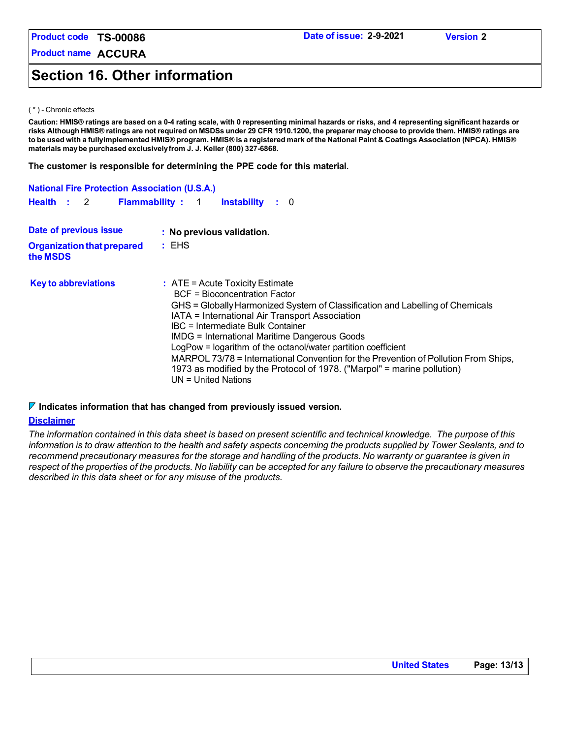## Section 16. Other information

( * ) - Chronic effects

**Caution: HMIS® ratings are based on a 0-4 rating scale, with 0 representing minimal hazards or risks, and 4 representing significant hazards or risks Although HMIS® ratings are not required on MSDSs under 29 CFR 1910.1200, the preparer may choose to provide them. HMIS® ratings are to be used with a fullyimplemented HMIS® program. HMIS® is a registered mark of the National Paint & Coatings Association (NPCA). HMIS® materials maybe purchased exclusively from J. J. Keller (800) 327-6868.**

**The customer is responsible for determining the PPE code for this material.**

**National Fire Protection Association (U.S.A.)**

**Health** : 2 **Flammability** : 1 **Instability** : 0

**Date of previous issue** : **No previous validation.**

**Organization that prepared the MSDS** : EHS

**Key to abbreviations** :
ATE = Acute Toxicity Estimate
BCF = Bioconcentration Factor
GHS = Globally Harmonized System of Classification and Labelling of Chemicals
IATA = International Air Transport Association
IBC = Intermediate Bulk Container
IMDG = International Maritime Dangerous Goods
LogPow = logarithm of the octanol/water partition coefficient
MARPOL 73/78 = International Convention for the Prevention of Pollution From Ships, 1973 as modified by the Protocol of 1978. ("Marpol" = marine pollution)
UN = United Nations

**Indicates information that has changed from previously issued version.**

**Disclaimer**

*The information contained in this data sheet is based on present scientific and technical knowledge. The purpose of this information is to draw attention to the health and safety aspects concerning the products supplied by Tower Sealants, and to recommend precautionary measures for the storage and handling of the products. No warranty or guarantee is given in respect of the properties of the products. No liability can be accepted for any failure to observe the precautionary measures described in this data sheet or for any misuse of the products.*